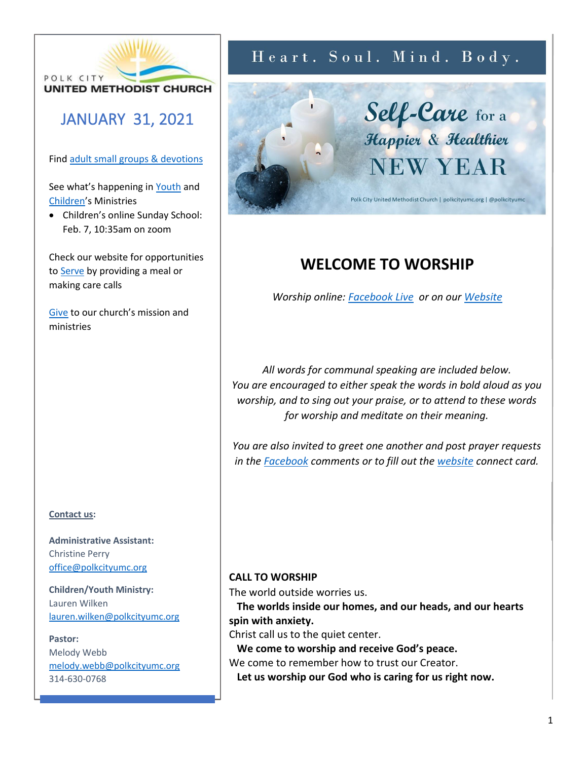POLK CITY
**UNITED METHODIST CHURCH**

## JANUARY 31, 2021

Find adult small groups & devotions

See what's happening in Youth and Children's Ministries

- Children's online Sunday School: Feb. 7, 10:35am on zoom

Check our website for opportunities to Serve by providing a meal or making care calls

Give to our church's mission and ministries

**Contact us:**

**Administrative Assistant:**
Christine Perry
office@polkcityumc.org

**Children/Youth Ministry:**
Lauren Wilken
lauren.wilken@polkcityumc.org

**Pastor:**
Melody Webb
melody.webb@polkcityumc.org
314-630-0768

Heart. Soul. Mind. Body.

Self-Care for a Happier & Healthier NEW YEAR

Polk City United Methodist Church | polkcityumc.org | @polkcityumc

# WELCOME TO WORSHIP

*Worship online: Facebook Live or on our Website*

*All words for communal speaking are included below. You are encouraged to either speak the words in bold aloud as you worship, and to sing out your praise, or to attend to these words for worship and meditate on their meaning.*

*You are also invited to greet one another and post prayer requests in the Facebook comments or to fill out the website connect card.*

**CALL TO WORSHIP**

The world outside worries us.
**The worlds inside our homes, and our heads, and our hearts spin with anxiety.**
Christ call us to the quiet center.
**We come to worship and receive God's peace.**
We come to remember how to trust our Creator.
**Let us worship our God who is caring for us right now.**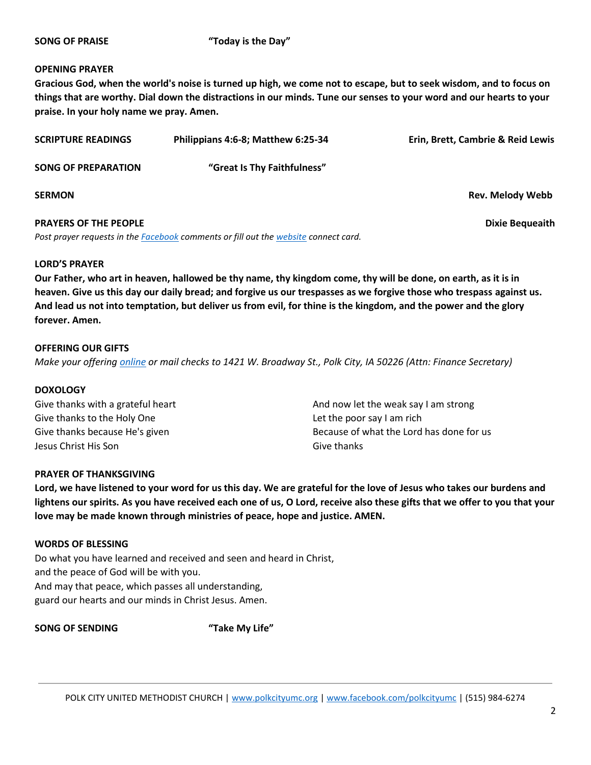**SONG OF PRAISE** **"Today is the Day"**

**OPENING PRAYER**

**Gracious God, when the world's noise is turned up high, we come not to escape, but to seek wisdom, and to focus on things that are worthy. Dial down the distractions in our minds. Tune our senses to your word and our hearts to your praise. In your holy name we pray. Amen.**

**SCRIPTURE READINGS** **Philippians 4:6-8; Matthew 6:25-34** **Erin, Brett, Cambrie & Reid Lewis**

**SONG OF PREPARATION** **"Great Is Thy Faithfulness"**

**SERMON** **Rev. Melody Webb**

**PRAYERS OF THE PEOPLE** **Dixie Bequeaith**

*Post prayer requests in the Facebook comments or fill out the website connect card.*

**LORD'S PRAYER**

**Our Father, who art in heaven, hallowed be thy name, thy kingdom come, thy will be done, on earth, as it is in heaven. Give us this day our daily bread; and forgive us our trespasses as we forgive those who trespass against us. And lead us not into temptation, but deliver us from evil, for thine is the kingdom, and the power and the glory forever. Amen.**

**OFFERING OUR GIFTS**

*Make your offering online or mail checks to 1421 W. Broadway St., Polk City, IA 50226 (Attn: Finance Secretary)*

**DOXOLOGY**

Give thanks with a grateful heart
Give thanks to the Holy One
Give thanks because He's given
Jesus Christ His Son

And now let the weak say I am strong
Let the poor say I am rich
Because of what the Lord has done for us
Give thanks

**PRAYER OF THANKSGIVING**

**Lord, we have listened to your word for us this day. We are grateful for the love of Jesus who takes our burdens and lightens our spirits. As you have received each one of us, O Lord, receive also these gifts that we offer to you that your love may be made known through ministries of peace, hope and justice. AMEN.**

**WORDS OF BLESSING**

Do what you have learned and received and seen and heard in Christ,
and the peace of God will be with you.
And may that peace, which passes all understanding,
guard our hearts and our minds in Christ Jesus. Amen.

**SONG OF SENDING** **"Take My Life"**

POLK CITY UNITED METHODIST CHURCH | www.polkcityumc.org | www.facebook.com/polkcityumc | (515) 984-6274